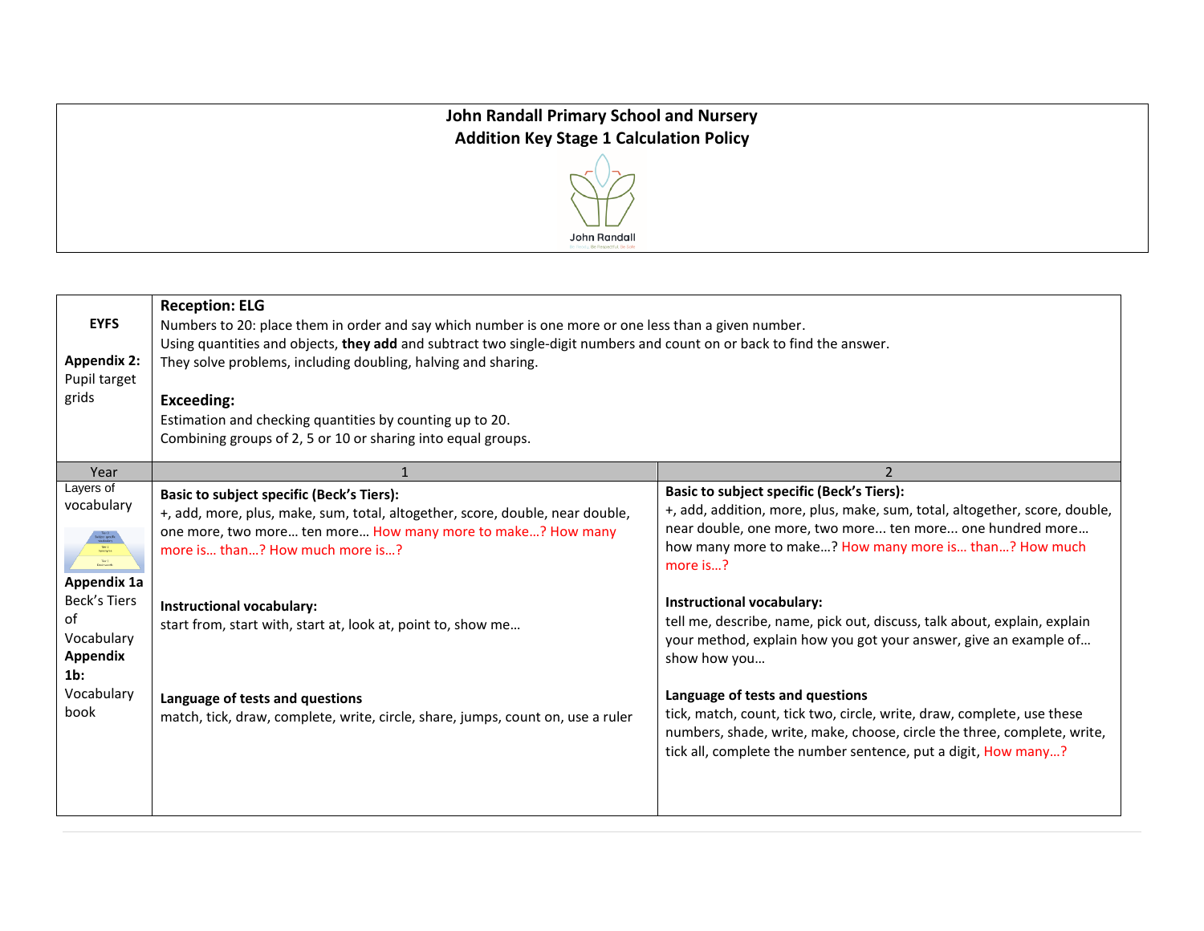# John Randall Primary School and Nursery
## Addition Key Stage 1 Calculation Policy

John Randall

| | | |
|---|---|---|
| **EYFS**<br><br>**Appendix 2:** Pupil target grids | **Reception: ELG**<br>Numbers to 20: place them in order and say which number is one more or one less than a given number.<br>Using quantities and objects, **they add** and subtract two single-digit numbers and count on or back to find the answer.<br>They solve problems, including doubling, halving and sharing.<br><br>**Exceeding:**<br>Estimation and checking quantities by counting up to 20.<br>Combining groups of 2, 5 or 10 or sharing into equal groups. | |
| Year | 1 | 2 |
| Layers of vocabulary<br><br>**Appendix 1a** Beck's Tiers of Vocabulary<br>**Appendix 1b:** Vocabulary book | **Basic to subject specific (Beck's Tiers):**<br>+, add, more, plus, make, sum, total, altogether, score, double, near double, one more, two more… ten more… How many more to make…? How many more is… than…? How much more is…?<br><br>**Instructional vocabulary:**<br>start from, start with, start at, look at, point to, show me…<br><br>**Language of tests and questions**<br>match, tick, draw, complete, write, circle, share, jumps, count on, use a ruler | **Basic to subject specific (Beck's Tiers):**<br>+, add, addition, more, plus, make, sum, total, altogether, score, double, near double, one more, two more... ten more... one hundred more… how many more to make…? How many more is… than…? How much more is…?<br><br>**Instructional vocabulary:**<br>tell me, describe, name, pick out, discuss, talk about, explain, explain your method, explain how you got your answer, give an example of… show how you…<br><br>**Language of tests and questions**<br>tick, match, count, tick two, circle, write, draw, complete, use these numbers, shade, write, make, choose, circle the three, complete, write, tick all, complete the number sentence, put a digit, How many…? |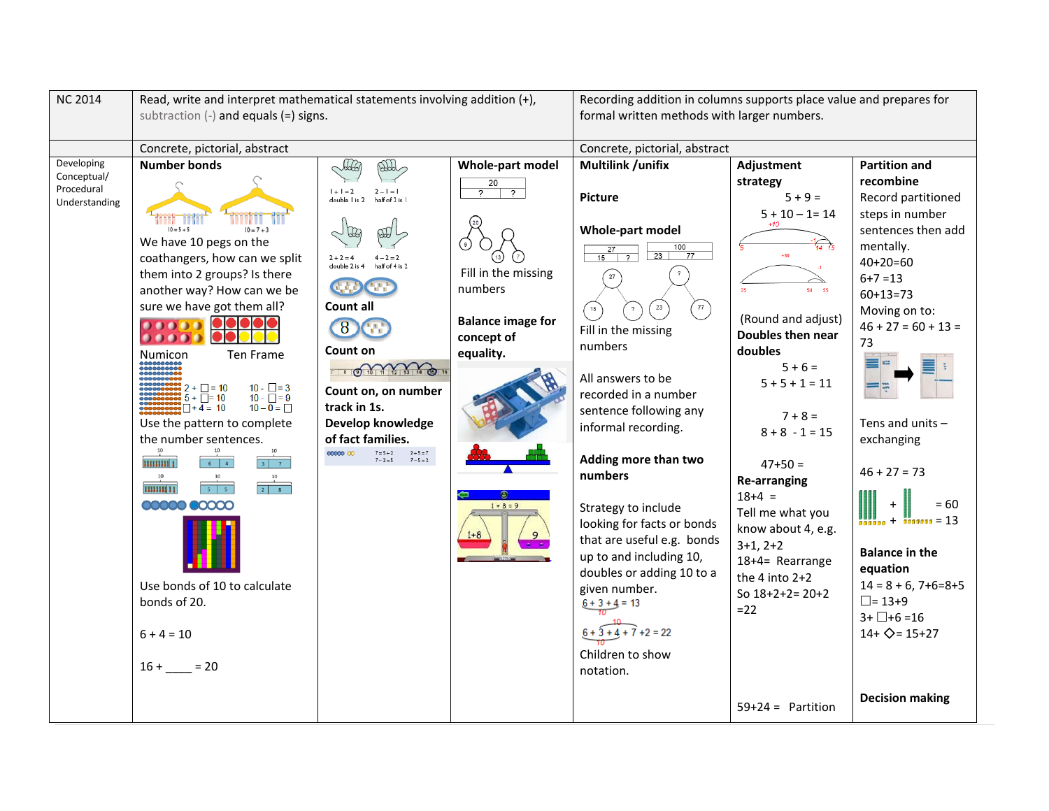| NC 2014 | Read, write and interpret mathematical statements involving addition (+), subtraction (-) and equals (=) signs. | | | Recording addition in columns supports place value and prepares for formal written methods with larger numbers. | | |
|---|---|---|---|---|---|---|
| | Concrete, pictorial, abstract | | | Concrete, pictorial, abstract | | |
| Developing Conceptual/ Procedural Understanding | **Number bonds**<br>10 = 5 + 5 &nbsp; 10 = 7 + 3<br>We have 10 pegs on the coathangers, how can we split them into 2 groups? Is there another way? How can we be sure we have got them all?<br>Numicon &nbsp;&nbsp; Ten Frame<br>2 + □ = 10 &nbsp; 10 - □ = 3<br>5 + □ = 10 &nbsp; 10 - □ = 9<br>□ + 4 = 10 &nbsp; 10 – 0 = □<br>Use the pattern to complete the number sentences.<br>Use bonds of 10 to calculate bonds of 20.<br>6 + 4 = 10<br>16 + ____ = 20 | 1 + 1 = 2 double 1 is 2<br>2 – 1 = 1 half of 2 is 1<br>2 + 2 = 4 double 2 is 4<br>4 – 2 = 2 half of 4 is 2<br>**Count all**<br>**Count on**<br>**Count on, on number track in 1s.**<br>**Develop knowledge of fact families.**<br>7 = 5 + 2 &nbsp; 2 + 5 = 7<br>7 – 2 = 5 &nbsp; 7 – 5 = 2 | **Whole-part model**<br>20<br>? &nbsp; ?<br>Fill in the missing numbers<br>**Balance image for concept of equality.**<br>1 + 8 = 9 | **Multilink /unifix**<br>**Picture**<br>**Whole-part model**<br>27: 15, ? &nbsp; 100: 23, 77<br>Fill in the missing numbers<br>All answers to be recorded in a number sentence following any informal recording.<br>**Adding more than two numbers**<br>Strategy to include looking for facts or bonds that are useful e.g. bonds up to and including 10, doubles or adding 10 to a given number.<br>6 + 3 + 4 = 13<br>6 + 3 + 4 + 7 + 2 = 22<br>Children to show notation. | **Adjustment strategy**<br>5 + 9 =<br>5 + 10 – 1 = 14<br>(Round and adjust)<br>**Doubles then near doubles**<br>5 + 6 =<br>5 + 5 + 1 = 11<br>7 + 8 =<br>8 + 8 - 1 = 15<br>47+50 =<br>**Re-arranging**<br>18+4 =<br>Tell me what you know about 4, e.g. 3+1, 2+2<br>18+4= Rearrange the 4 into 2+2<br>So 18+2+2= 20+2 =22<br>59+24 = Partition | **Partition and recombine**<br>Record partitioned steps in number sentences then add mentally.<br>40+20=60<br>6+7 =13<br>60+13=73<br>Moving on to:<br>46 + 27 = 60 + 13 = 73<br>Tens and units – exchanging<br>46 + 27 = 73<br>+ = 60<br>+ = 13<br>**Balance in the equation**<br>14 = 8 + 6, 7+6=8+5<br>□= 13+9<br>3+ □+6 =16<br>14+ ◇= 15+27<br>**Decision making** |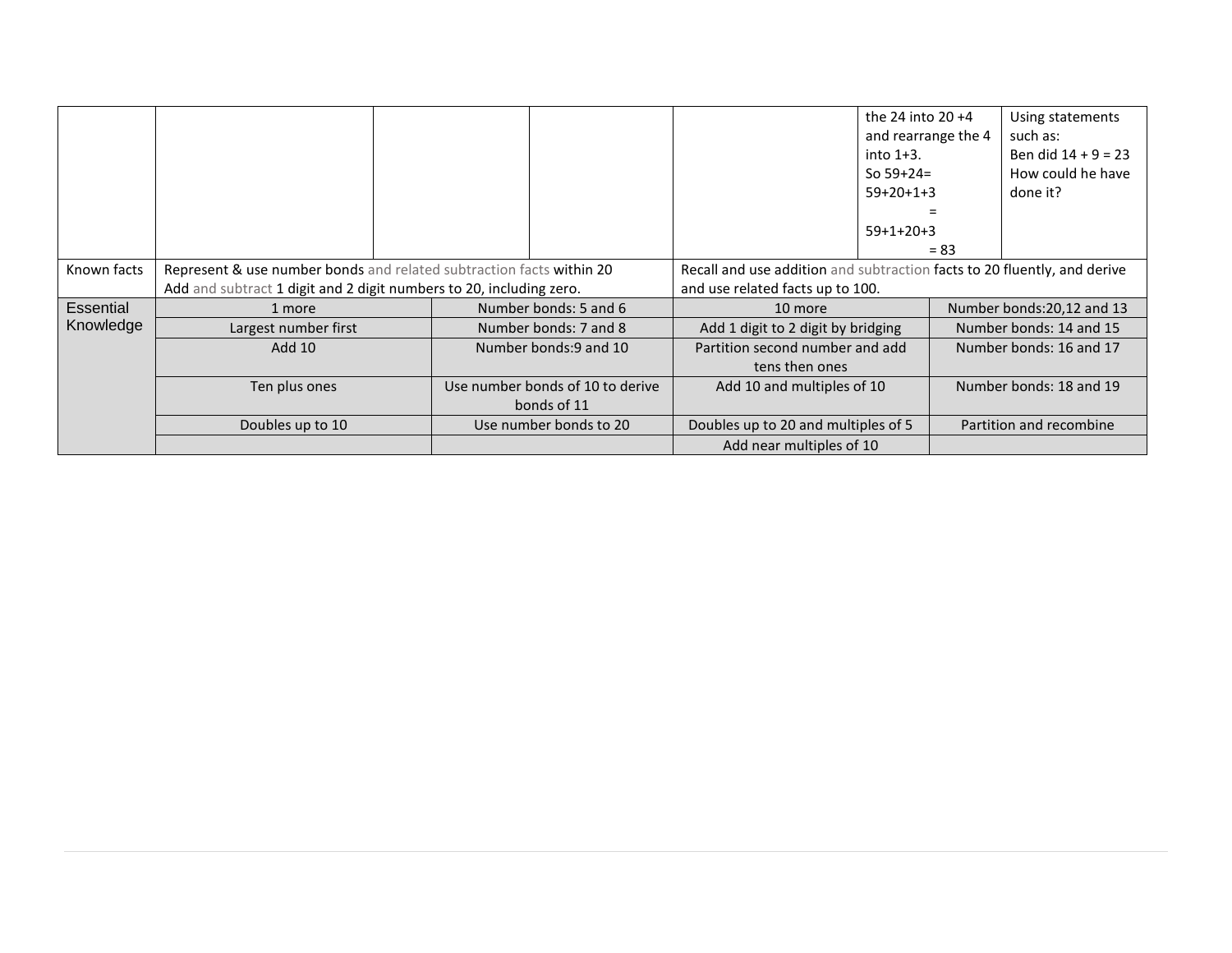| | | | | | | |
|---|---|---|---|---|---|---|
| | | | | | the 24 into 20 +4 and rearrange the 4 into 1+3. So 59+24= 59+20+1+3 = 59+1+20+3 = 83 | Using statements such as: Ben did 14 + 9 = 23 How could he have done it? |
| Known facts | Represent & use number bonds and related subtraction facts within 20 Add and subtract 1 digit and 2 digit numbers to 20, including zero. | | | Recall and use addition and subtraction facts to 20 fluently, and derive and use related facts up to 100. | | |
| Essential Knowledge | 1 more | | Number bonds: 5 and 6 | 10 more | | Number bonds:20,12 and 13 |
| | Largest number first | | Number bonds: 7 and 8 | Add 1 digit to 2 digit by bridging | | Number bonds: 14 and 15 |
| | Add 10 | | Number bonds:9 and 10 | Partition second number and add tens then ones | | Number bonds: 16 and 17 |
| | Ten plus ones | | Use number bonds of 10 to derive bonds of 11 | Add 10 and multiples of 10 | | Number bonds: 18 and 19 |
| | Doubles up to 10 | | Use number bonds to 20 | Doubles up to 20 and multiples of 5 | | Partition and recombine |
| | | | | Add near multiples of 10 | | |